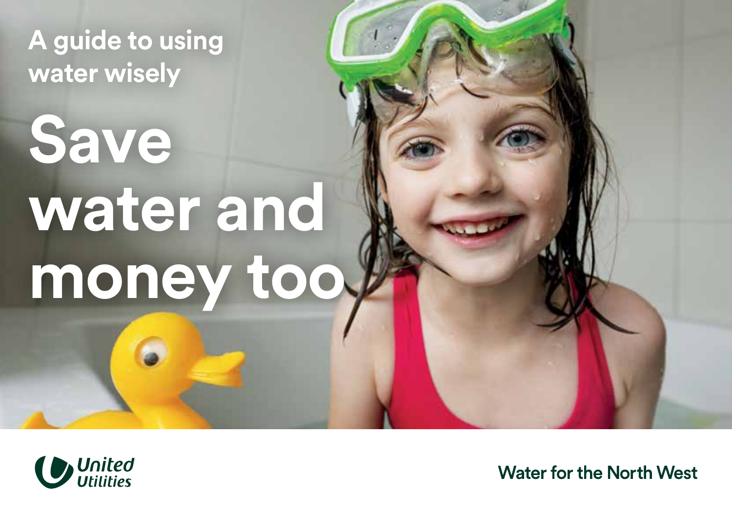A guide to using water wisely

# Save water and money too

United Utilities

Water for the North West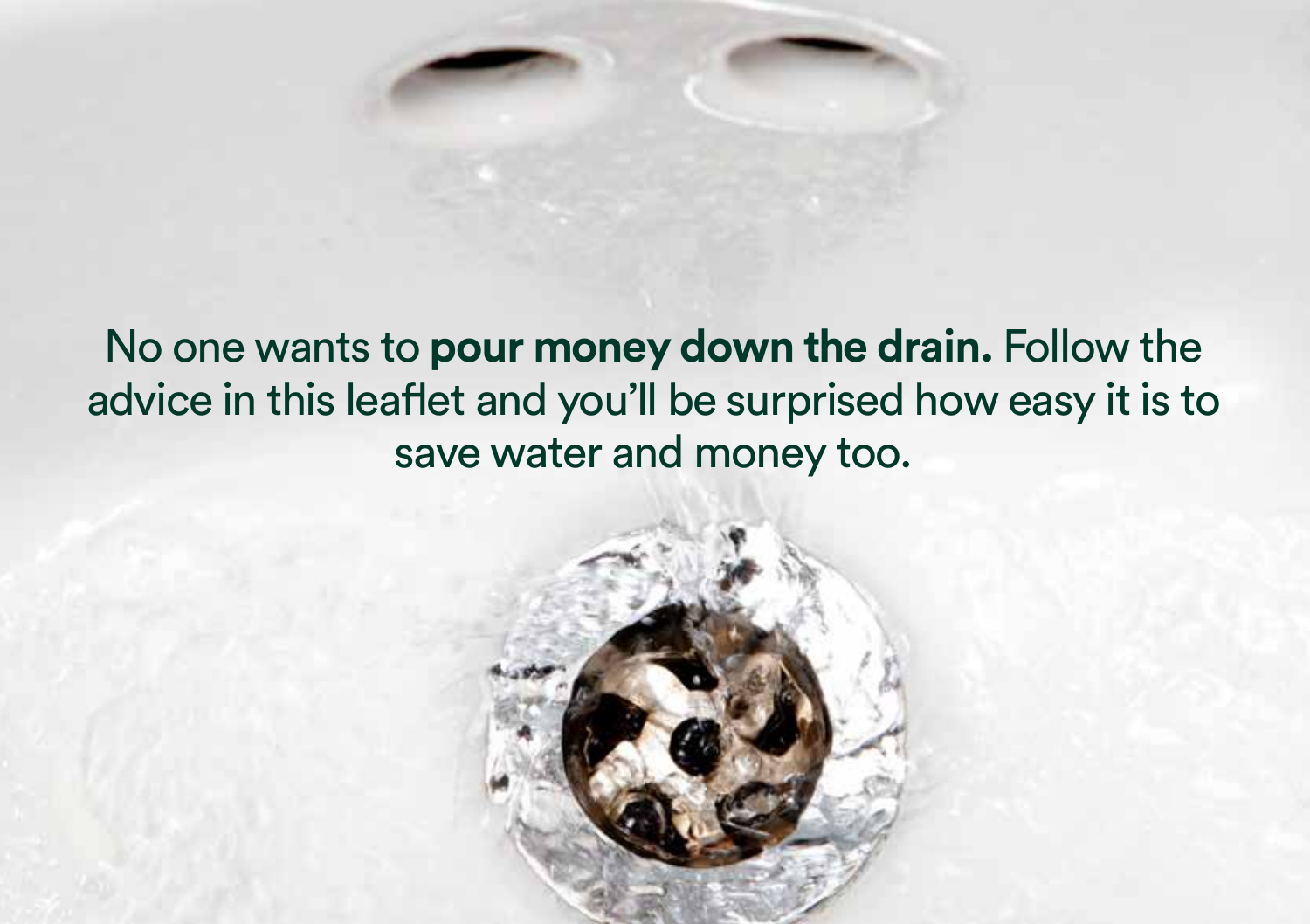No one wants to **pour money down the drain.** Follow the advice in this leaflet and you'll be surprised how easy it is to save water and money too.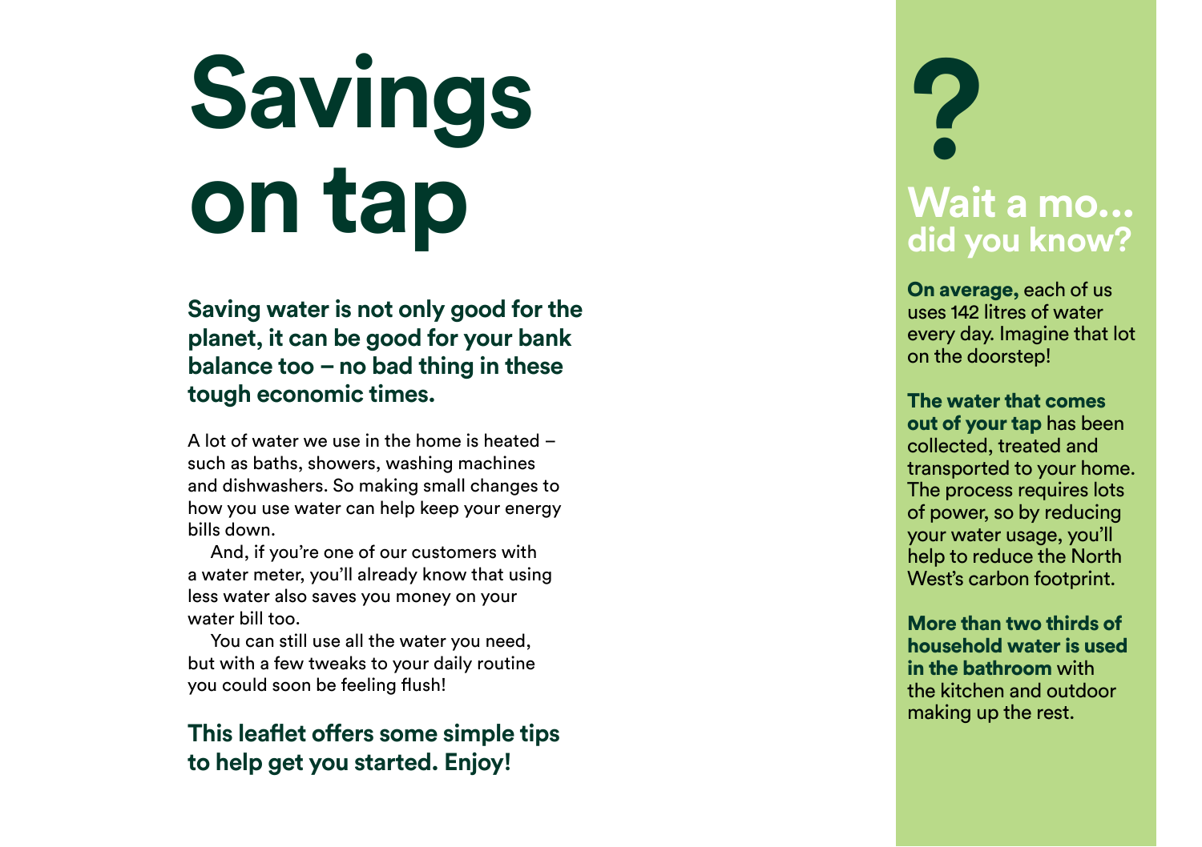# Savings on tap

**Saving water is not only good for the planet, it can be good for your bank balance too – no bad thing in these tough economic times.**

A lot of water we use in the home is heated – such as baths, showers, washing machines and dishwashers. So making small changes to how you use water can help keep your energy bills down.

And, if you're one of our customers with a water meter, you'll already know that using less water also saves you money on your water bill too.

You can still use all the water you need, but with a few tweaks to your daily routine you could soon be feeling flush!

**This leaflet offers some simple tips to help get you started. Enjoy!**

## ? Wait a mo... did you know?

**On average,** each of us uses 142 litres of water every day. Imagine that lot on the doorstep!

**The water that comes out of your tap** has been collected, treated and transported to your home. The process requires lots of power, so by reducing your water usage, you'll help to reduce the North West's carbon footprint.

**More than two thirds of household water is used in the bathroom** with the kitchen and outdoor making up the rest.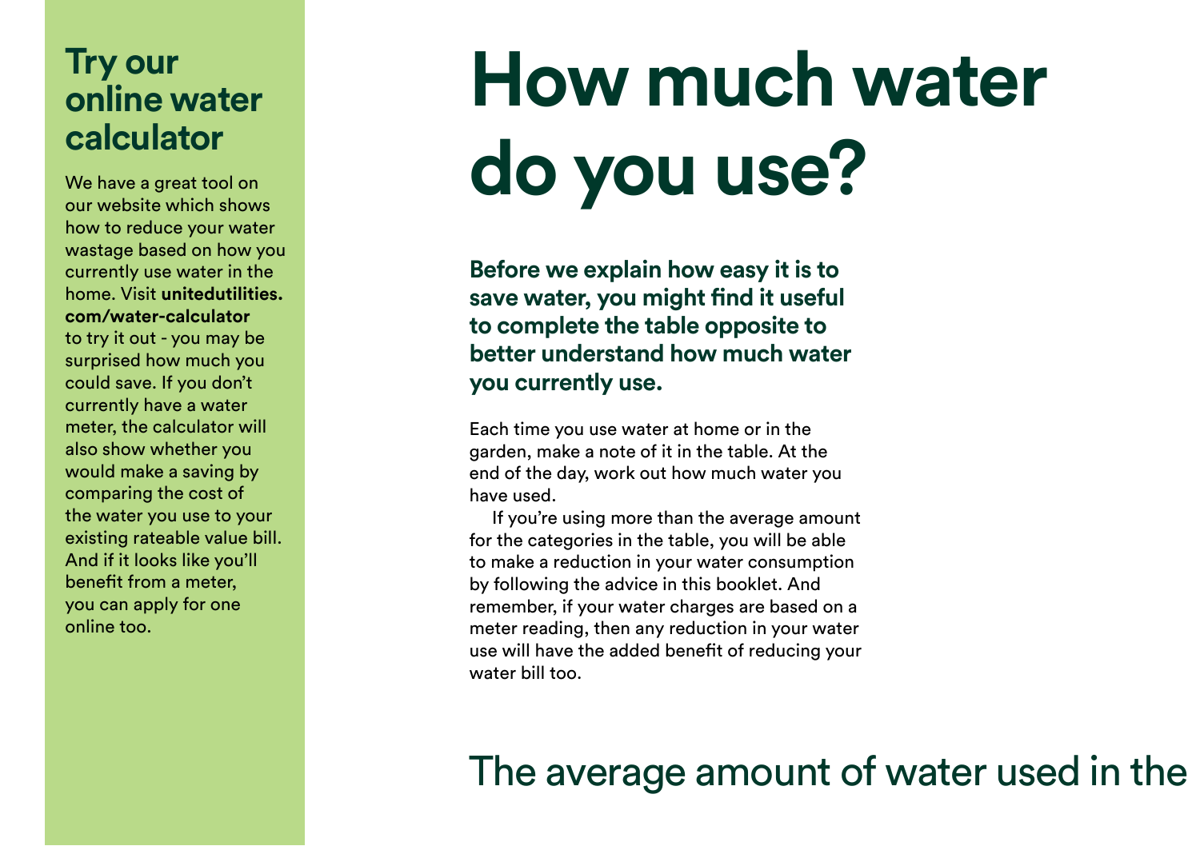## Try our online water calculator

We have a great tool on our website which shows how to reduce your water wastage based on how you currently use water in the home. Visit **unitedutilities.com/water-calculator** to try it out - you may be surprised how much you could save. If you don't currently have a water meter, the calculator will also show whether you would make a saving by comparing the cost of the water you use to your existing rateable value bill. And if it looks like you'll benefit from a meter, you can apply for one online too.

# How much water do you use?

**Before we explain how easy it is to save water, you might find it useful to complete the table opposite to better understand how much water you currently use.**

Each time you use water at home or in the garden, make a note of it in the table. At the end of the day, work out how much water you have used.

If you're using more than the average amount for the categories in the table, you will be able to make a reduction in your water consumption by following the advice in this booklet. And remember, if your water charges are based on a meter reading, then any reduction in your water use will have the added benefit of reducing your water bill too.

The average amount of water used in the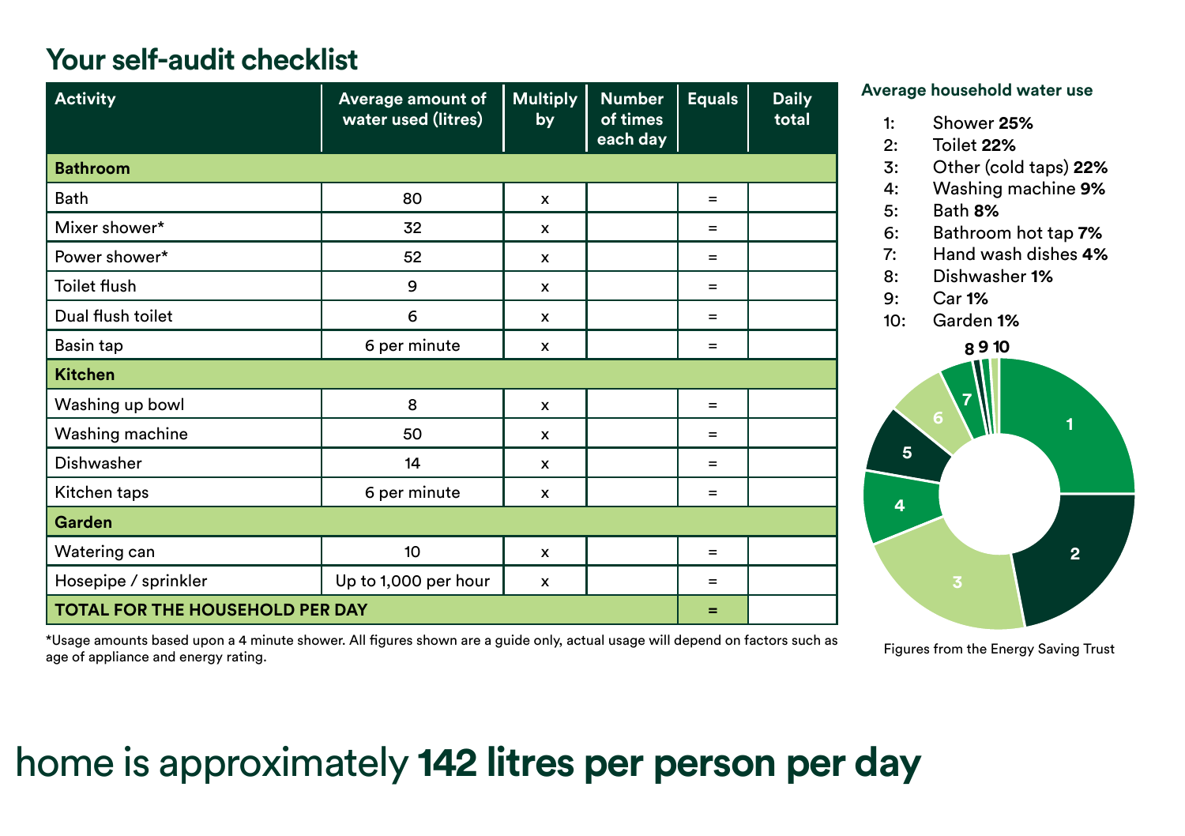## Your self-audit checklist

| Activity | Average amount of water used (litres) | Multiply by | Number of times each day | Equals | Daily total |
|---|---|---|---|---|---|
| **Bathroom** | | | | | |
| Bath | 80 | x | | = | |
| Mixer shower* | 32 | x | | = | |
| Power shower* | 52 | x | | = | |
| Toilet flush | 9 | x | | = | |
| Dual flush toilet | 6 | x | | = | |
| Basin tap | 6 per minute | x | | = | |
| **Kitchen** | | | | | |
| Washing up bowl | 8 | x | | = | |
| Washing machine | 50 | x | | = | |
| Dishwasher | 14 | x | | = | |
| Kitchen taps | 6 per minute | x | | = | |
| **Garden** | | | | | |
| Watering can | 10 | x | | = | |
| Hosepipe / sprinkler | Up to 1,000 per hour | x | | = | |
| **TOTAL FOR THE HOUSEHOLD PER DAY** | | | | = | |

*Usage amounts based upon a 4 minute shower. All figures shown are a guide only, actual usage will depend on factors such as age of appliance and energy rating.

**Average household water use**

1: Shower **25%**
2: Toilet **22%**
3: Other (cold taps) **22%**
4: Washing machine **9%**
5: Bath **8%**
6: Bathroom hot tap **7%**
7: Hand wash dishes **4%**
8: Dishwasher **1%**
9: Car **1%**
10: Garden **1%**

Figures from the Energy Saving Trust

home is approximately **142 litres per person per day**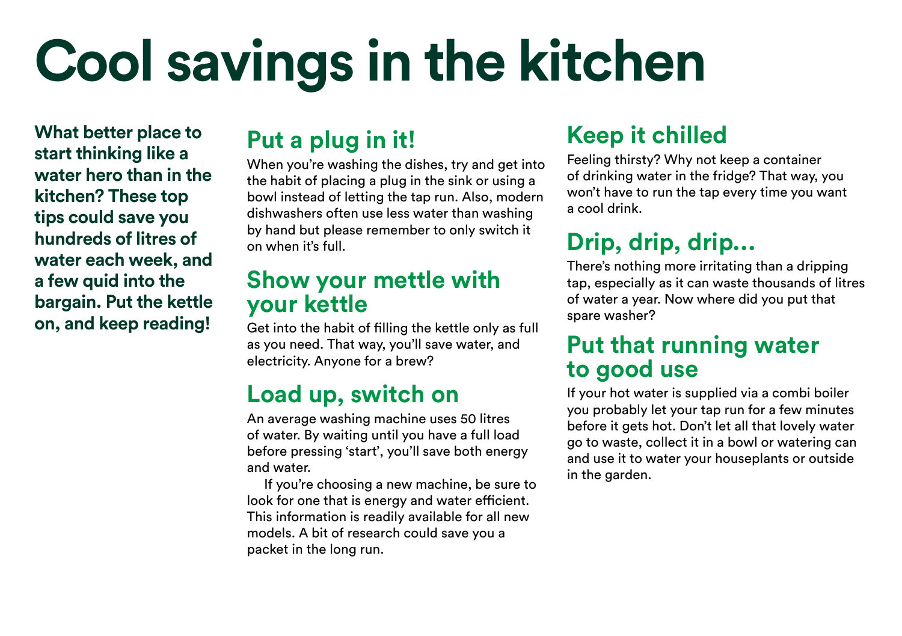# Cool savings in the kitchen

**What better place to start thinking like a water hero than in the kitchen? These top tips could save you hundreds of litres of water each week, and a few quid into the bargain. Put the kettle on, and keep reading!**

## Put a plug in it!

When you're washing the dishes, try and get into the habit of placing a plug in the sink or using a bowl instead of letting the tap run. Also, modern dishwashers often use less water than washing by hand but please remember to only switch it on when it's full.

## Show your mettle with your kettle

Get into the habit of filling the kettle only as full as you need. That way, you'll save water, and electricity. Anyone for a brew?

## Load up, switch on

An average washing machine uses 50 litres of water. By waiting until you have a full load before pressing 'start', you'll save both energy and water.

If you're choosing a new machine, be sure to look for one that is energy and water efficient. This information is readily available for all new models. A bit of research could save you a packet in the long run.

## Keep it chilled

Feeling thirsty? Why not keep a container of drinking water in the fridge? That way, you won't have to run the tap every time you want a cool drink.

## Drip, drip, drip...

There's nothing more irritating than a dripping tap, especially as it can waste thousands of litres of water a year. Now where did you put that spare washer?

## Put that running water to good use

If your hot water is supplied via a combi boiler you probably let your tap run for a few minutes before it gets hot. Don't let all that lovely water go to waste, collect it in a bowl or watering can and use it to water your houseplants or outside in the garden.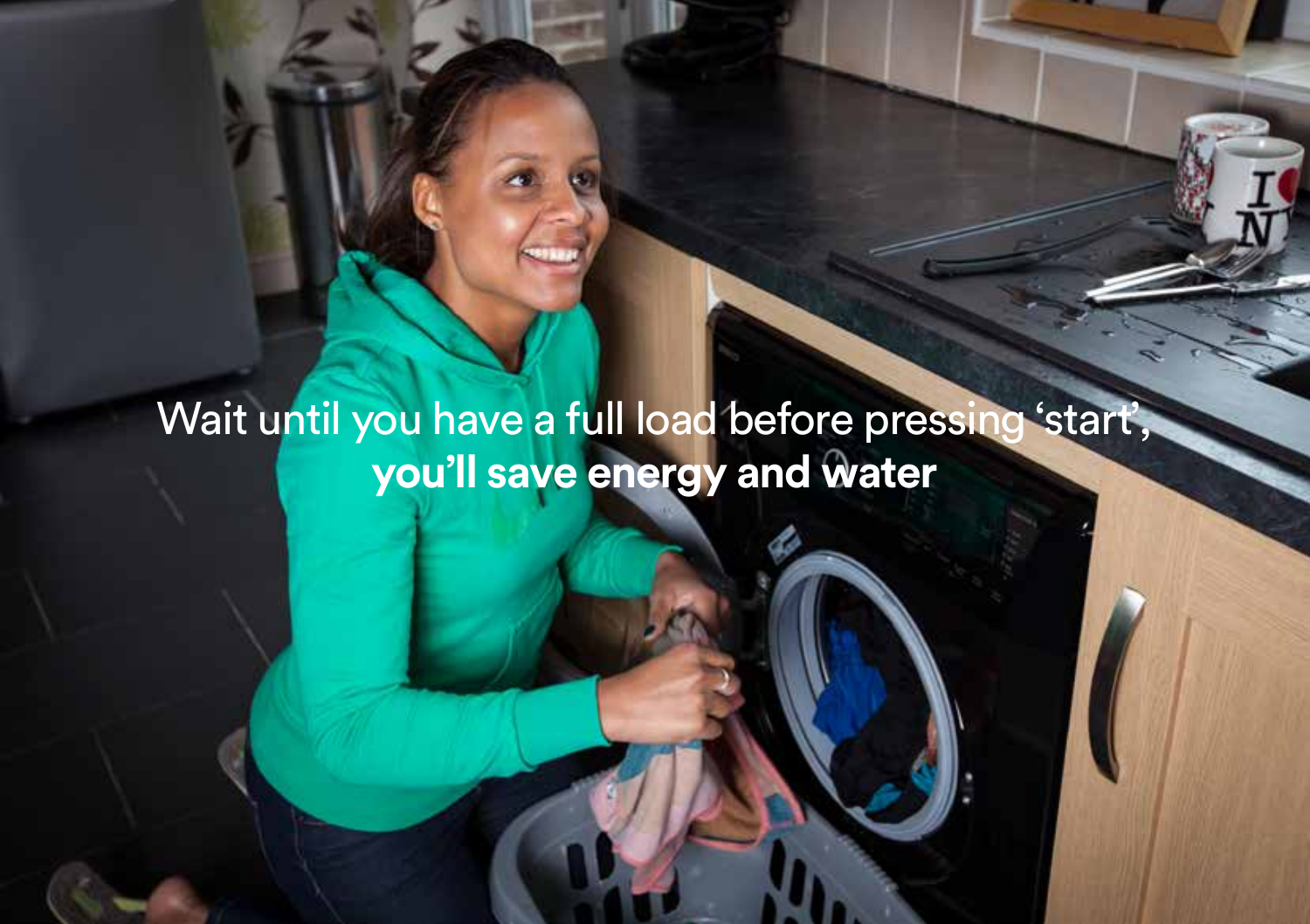Wait until you have a full load before pressing ‘start’, **you’ll save energy and water**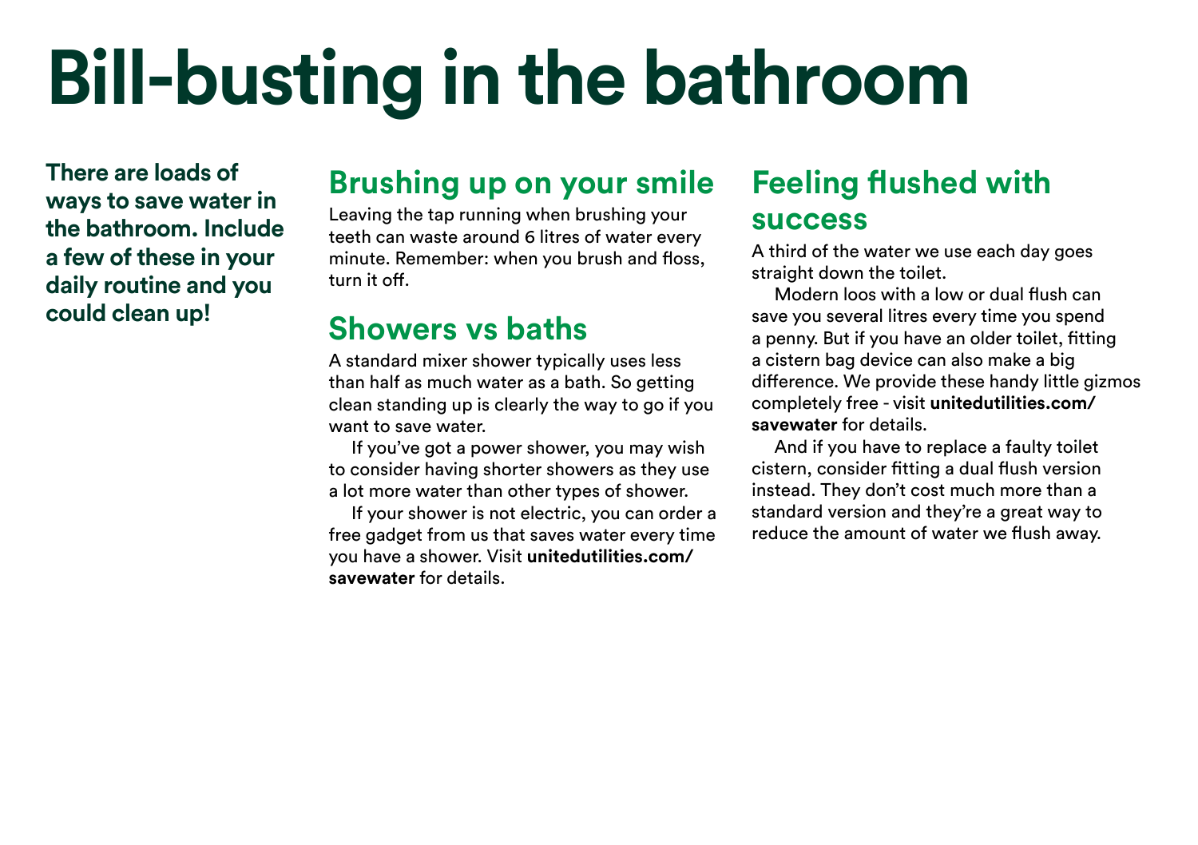# Bill-busting in the bathroom

**There are loads of ways to save water in the bathroom. Include a few of these in your daily routine and you could clean up!**

## Brushing up on your smile

Leaving the tap running when brushing your teeth can waste around 6 litres of water every minute. Remember: when you brush and floss, turn it off.

## Showers vs baths

A standard mixer shower typically uses less than half as much water as a bath. So getting clean standing up is clearly the way to go if you want to save water.

If you've got a power shower, you may wish to consider having shorter showers as they use a lot more water than other types of shower.

If your shower is not electric, you can order a free gadget from us that saves water every time you have a shower. Visit **unitedutilities.com/savewater** for details.

## Feeling flushed with success

A third of the water we use each day goes straight down the toilet.

Modern loos with a low or dual flush can save you several litres every time you spend a penny. But if you have an older toilet, fitting a cistern bag device can also make a big difference. We provide these handy little gizmos completely free - visit **unitedutilities.com/savewater** for details.

And if you have to replace a faulty toilet cistern, consider fitting a dual flush version instead. They don't cost much more than a standard version and they're a great way to reduce the amount of water we flush away.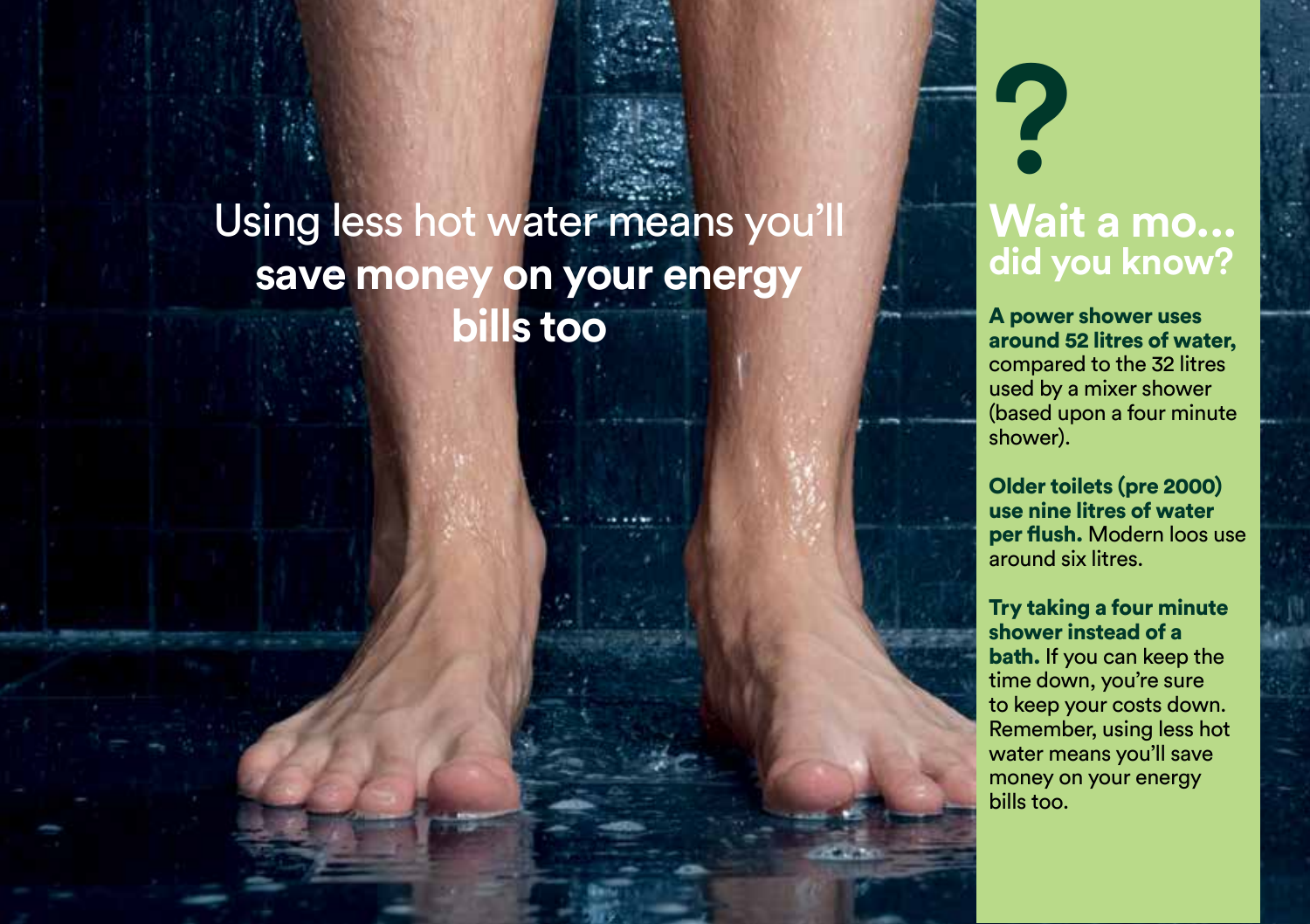Using less hot water means you'll **save money on your energy bills too**

?

## Wait a mo... did you know?

**A power shower uses around 52 litres of water,** compared to the 32 litres used by a mixer shower (based upon a four minute shower).

**Older toilets (pre 2000) use nine litres of water per flush.** Modern loos use around six litres.

**Try taking a four minute shower instead of a bath.** If you can keep the time down, you're sure to keep your costs down. Remember, using less hot water means you'll save money on your energy bills too.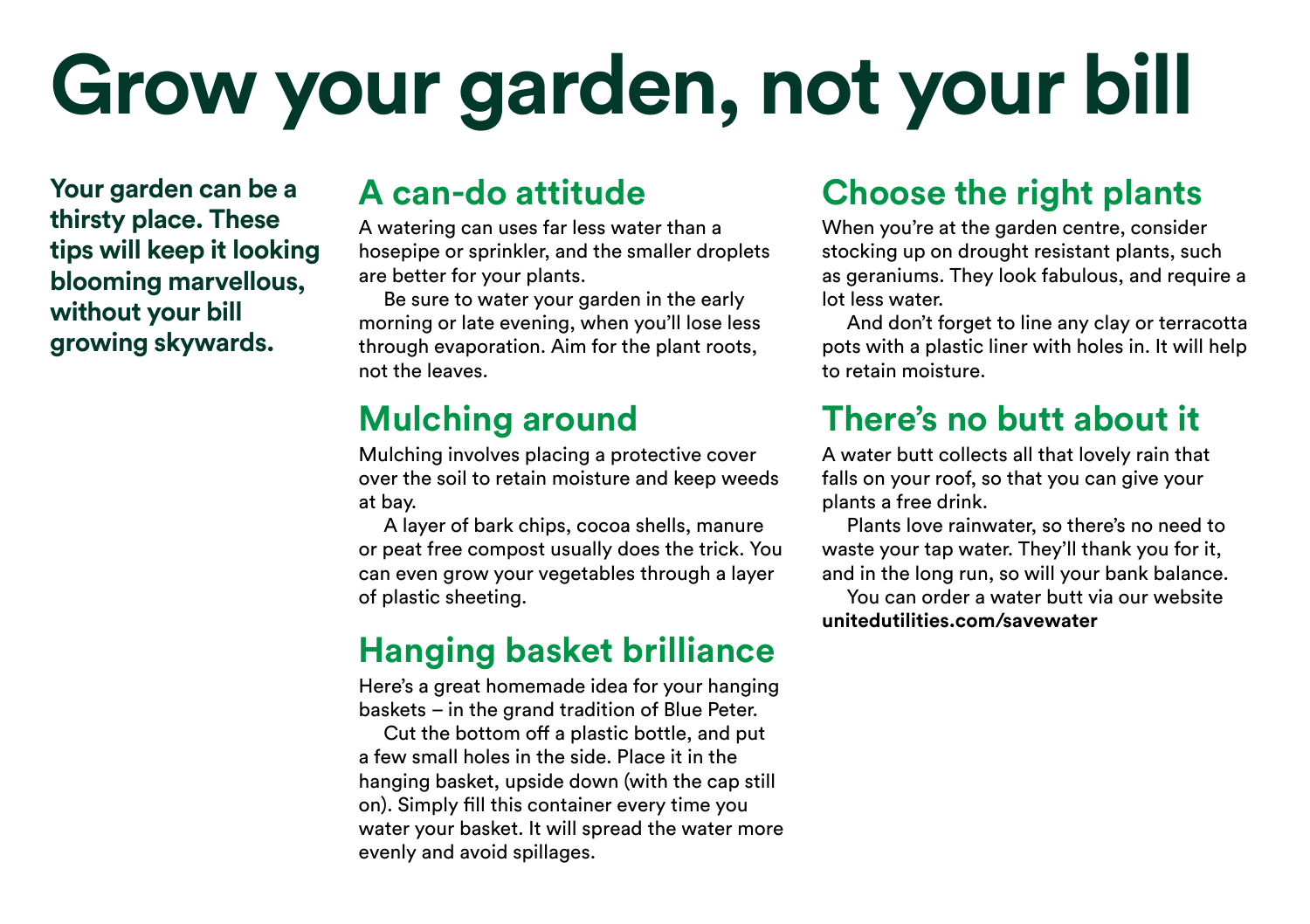# Grow your garden, not your bill

**Your garden can be a thirsty place. These tips will keep it looking blooming marvellous, without your bill growing skywards.**

## A can-do attitude

A watering can uses far less water than a hosepipe or sprinkler, and the smaller droplets are better for your plants.

Be sure to water your garden in the early morning or late evening, when you'll lose less through evaporation. Aim for the plant roots, not the leaves.

## Mulching around

Mulching involves placing a protective cover over the soil to retain moisture and keep weeds at bay.

A layer of bark chips, cocoa shells, manure or peat free compost usually does the trick. You can even grow your vegetables through a layer of plastic sheeting.

## Hanging basket brilliance

Here's a great homemade idea for your hanging baskets – in the grand tradition of Blue Peter.

Cut the bottom off a plastic bottle, and put a few small holes in the side. Place it in the hanging basket, upside down (with the cap still on). Simply fill this container every time you water your basket. It will spread the water more evenly and avoid spillages.

## Choose the right plants

When you're at the garden centre, consider stocking up on drought resistant plants, such as geraniums. They look fabulous, and require a lot less water.

And don't forget to line any clay or terracotta pots with a plastic liner with holes in. It will help to retain moisture.

## There's no butt about it

A water butt collects all that lovely rain that falls on your roof, so that you can give your plants a free drink.

Plants love rainwater, so there's no need to waste your tap water. They'll thank you for it, and in the long run, so will your bank balance.

You can order a water butt via our website **unitedutilities.com/savewater**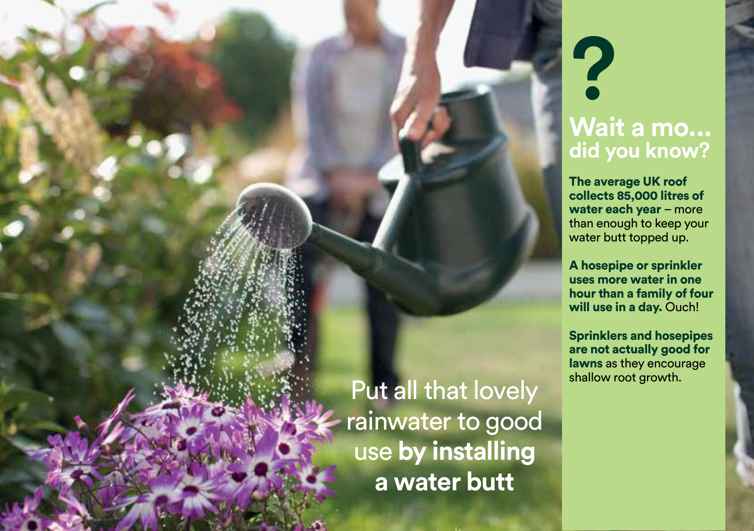Put all that lovely rainwater to good use **by installing a water butt**

?

## Wait a mo... did you know?

**The average UK roof collects 85,000 litres of water each year** – more than enough to keep your water butt topped up.

**A hosepipe or sprinkler uses more water in one hour than a family of four will use in a day.** Ouch!

**Sprinklers and hosepipes are not actually good for lawns** as they encourage shallow root growth.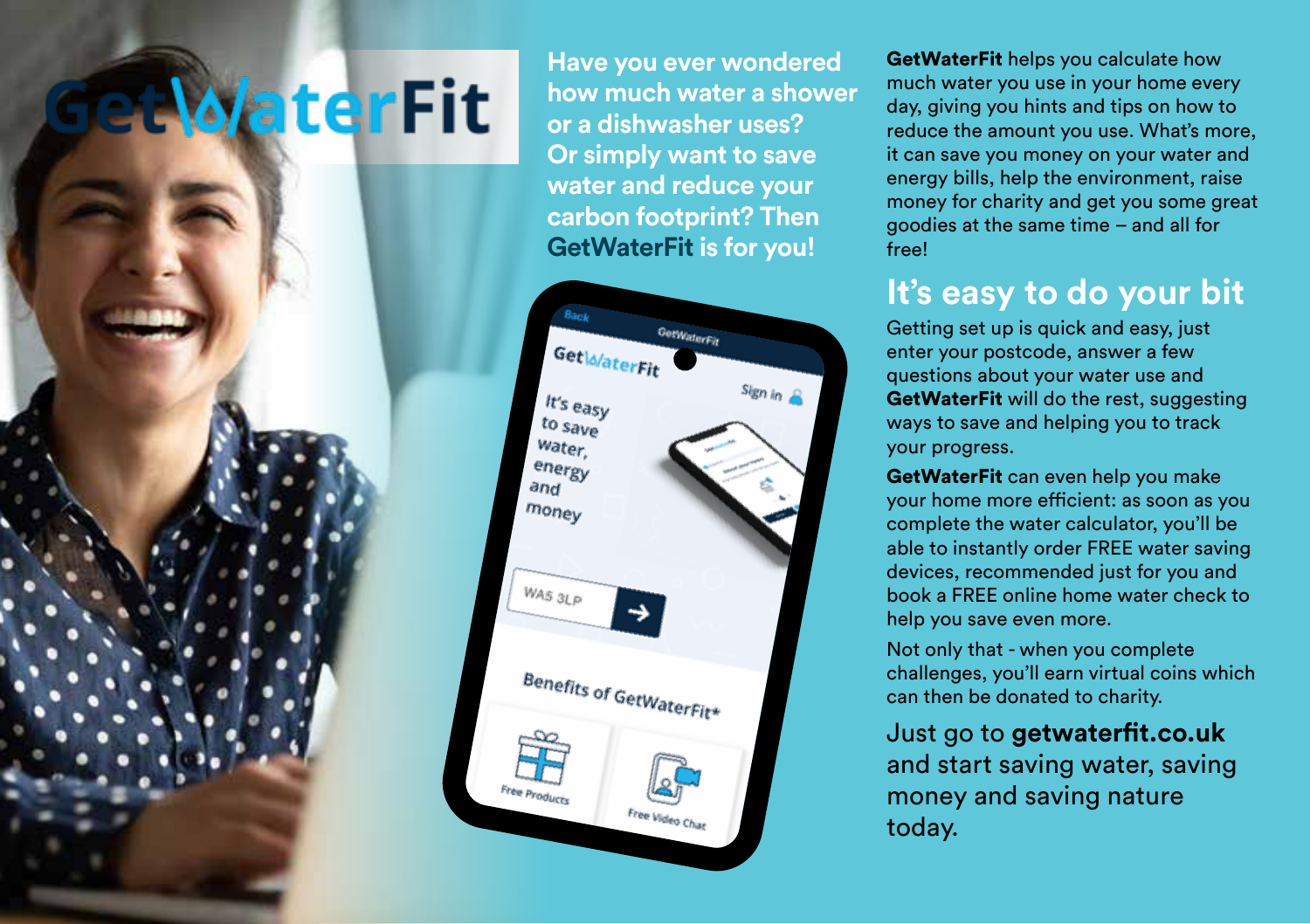# GetWaterFit

**Have you ever wondered how much water a shower or a dishwasher uses? Or simply want to save water and reduce your carbon footprint? Then GetWaterFit is for you!**

**GetWaterFit** helps you calculate how much water you use in your home every day, giving you hints and tips on how to reduce the amount you use. What's more, it can save you money on your water and energy bills, help the environment, raise money for charity and get you some great goodies at the same time – and all for free!

## It's easy to do your bit

Getting set up is quick and easy, just enter your postcode, answer a few questions about your water use and **GetWaterFit** will do the rest, suggesting ways to save and helping you to track your progress.

**GetWaterFit** can even help you make your home more efficient: as soon as you complete the water calculator, you'll be able to instantly order FREE water saving devices, recommended just for you and book a FREE online home water check to help you save even more.

Not only that - when you complete challenges, you'll earn virtual coins which can then be donated to charity.

Just go to **getwaterfit.co.uk** and start saving water, saving money and saving nature today.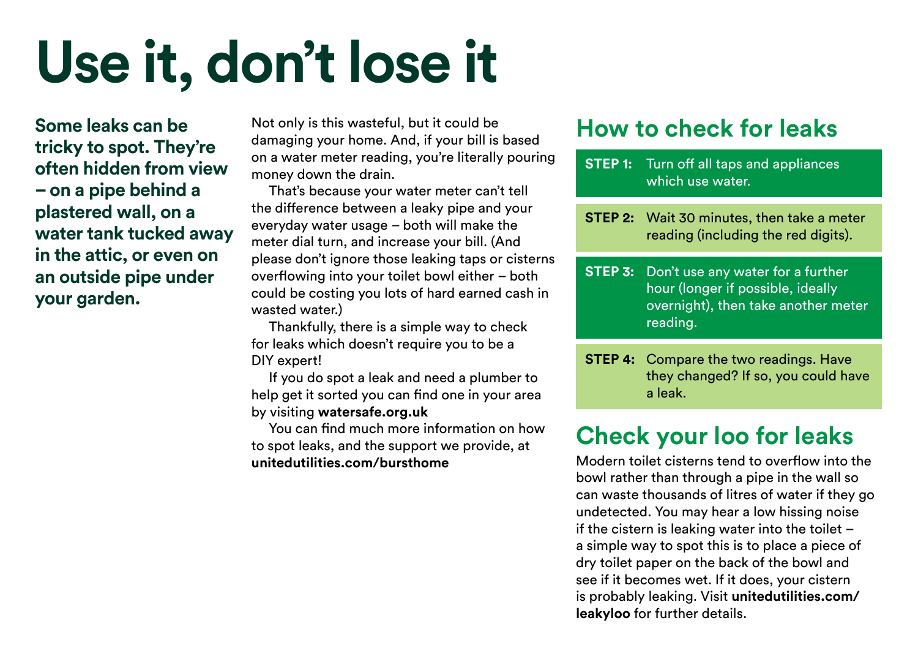# Use it, don't lose it

**Some leaks can be tricky to spot. They're often hidden from view – on a pipe behind a plastered wall, on a water tank tucked away in the attic, or even on an outside pipe under your garden.**

Not only is this wasteful, but it could be damaging your home. And, if your bill is based on a water meter reading, you're literally pouring money down the drain.

That's because your water meter can't tell the difference between a leaky pipe and your everyday water usage – both will make the meter dial turn, and increase your bill. (And please don't ignore those leaking taps or cisterns overflowing into your toilet bowl either – both could be costing you lots of hard earned cash in wasted water.)

Thankfully, there is a simple way to check for leaks which doesn't require you to be a DIY expert!

If you do spot a leak and need a plumber to help get it sorted you can find one in your area by visiting **watersafe.org.uk**

You can find much more information on how to spot leaks, and the support we provide, at **unitedutilities.com/bursthome**

## How to check for leaks

**STEP 1:** Turn off all taps and appliances which use water.

**STEP 2:** Wait 30 minutes, then take a meter reading (including the red digits).

**STEP 3:** Don't use any water for a further hour (longer if possible, ideally overnight), then take another meter reading.

**STEP 4:** Compare the two readings. Have they changed? If so, you could have a leak.

## Check your loo for leaks

Modern toilet cisterns tend to overflow into the bowl rather than through a pipe in the wall so can waste thousands of litres of water if they go undetected. You may hear a low hissing noise if the cistern is leaking water into the toilet – a simple way to spot this is to place a piece of dry toilet paper on the back of the bowl and see if it becomes wet. If it does, your cistern is probably leaking. Visit **unitedutilities.com/leakyloo** for further details.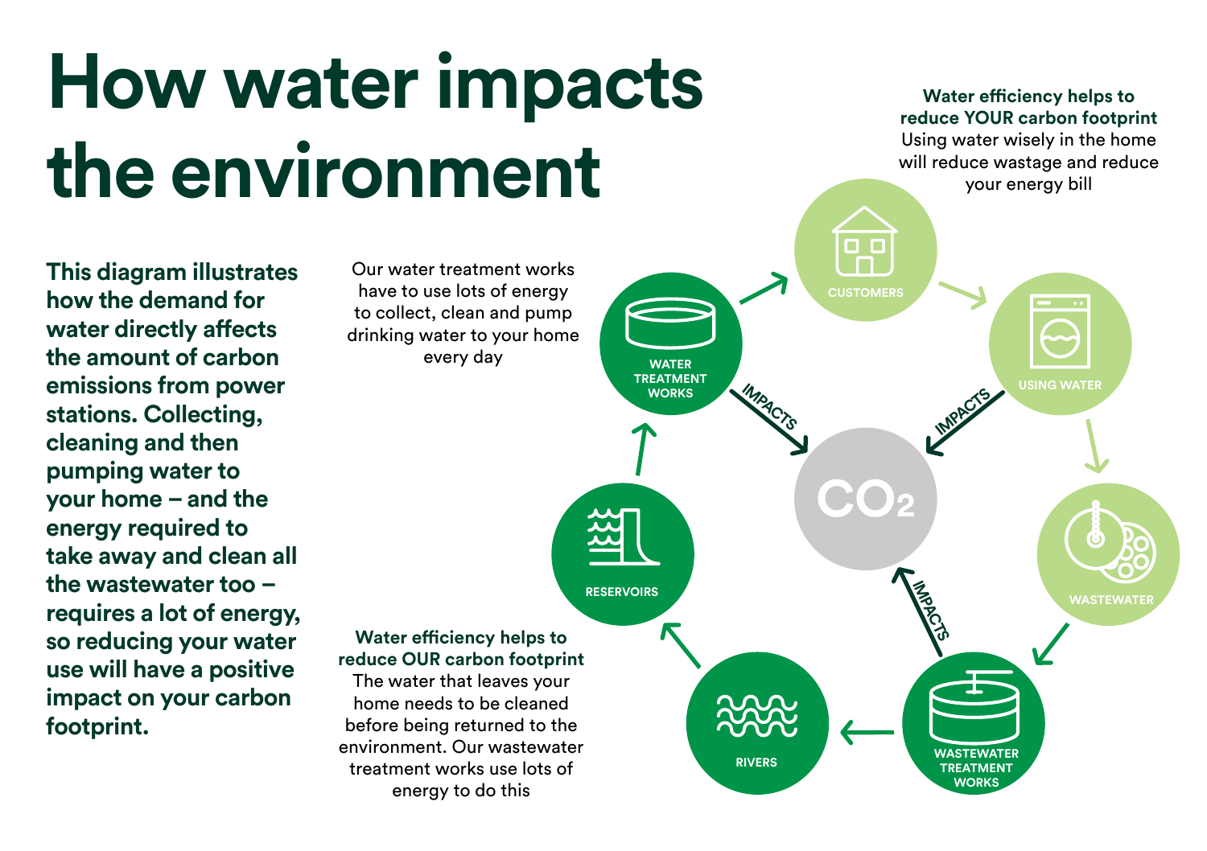# How water impacts the environment

**This diagram illustrates how the demand for water directly affects the amount of carbon emissions from power stations. Collecting, cleaning and then pumping water to your home – and the energy required to take away and clean all the wastewater too – requires a lot of energy, so reducing your water use will have a positive impact on your carbon footprint.**

Our water treatment works have to use lots of energy to collect, clean and pump drinking water to your home every day

**Water efficiency helps to reduce YOUR carbon footprint**
Using water wisely in the home will reduce wastage and reduce your energy bill

**Water efficiency helps to reduce OUR carbon footprint**
The water that leaves your home needs to be cleaned before being returned to the environment. Our wastewater treatment works use lots of energy to do this

WATER TREATMENT WORKS → CUSTOMERS → USING WATER → WASTEWATER → WASTEWATER TREATMENT WORKS → RIVERS → RESERVOIRS → WATER TREATMENT WORKS

WATER TREATMENT WORKS — IMPACTS → $CO_2$

USING WATER — IMPACTS → $CO_2$

WASTEWATER TREATMENT WORKS — IMPACTS → $CO_2$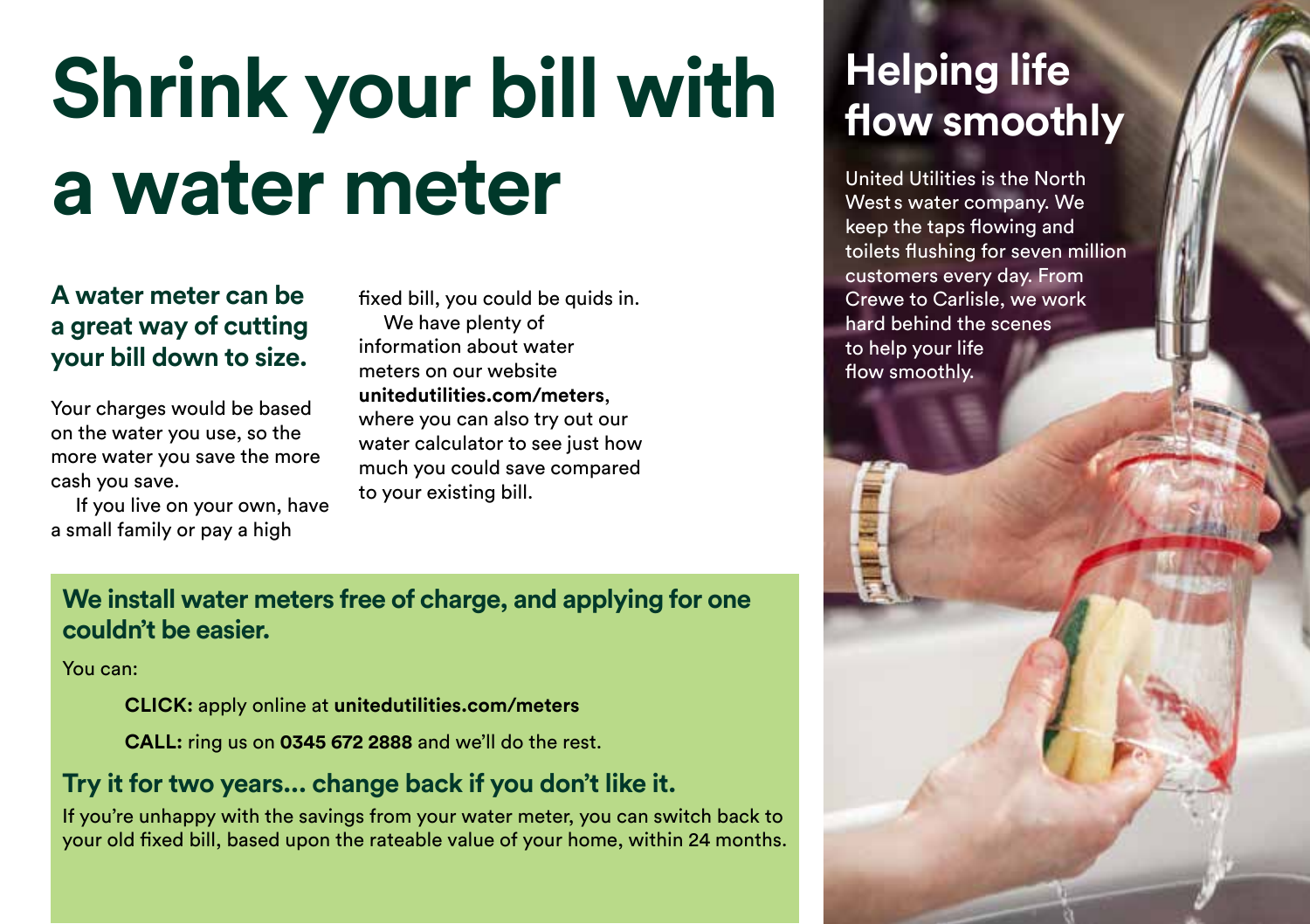# Shrink your bill with a water meter

**A water meter can be a great way of cutting your bill down to size.**

Your charges would be based on the water you use, so the more water you save the more cash you save.

If you live on your own, have a small family or pay a high fixed bill, you could be quids in.

We have plenty of information about water meters on our website **unitedutilities.com/meters**, where you can also try out our water calculator to see just how much you could save compared to your existing bill.

## We install water meters free of charge, and applying for one couldn't be easier.

You can:

**CLICK:** apply online at **unitedutilities.com/meters**

**CALL:** ring us on **0345 672 2888** and we'll do the rest.

### Try it for two years... change back if you don't like it.

If you're unhappy with the savings from your water meter, you can switch back to your old fixed bill, based upon the rateable value of your home, within 24 months.

## Helping life flow smoothly

United Utilities is the North West s water company. We keep the taps flowing and toilets flushing for seven million customers every day. From Crewe to Carlisle, we work hard behind the scenes to help your life flow smoothly.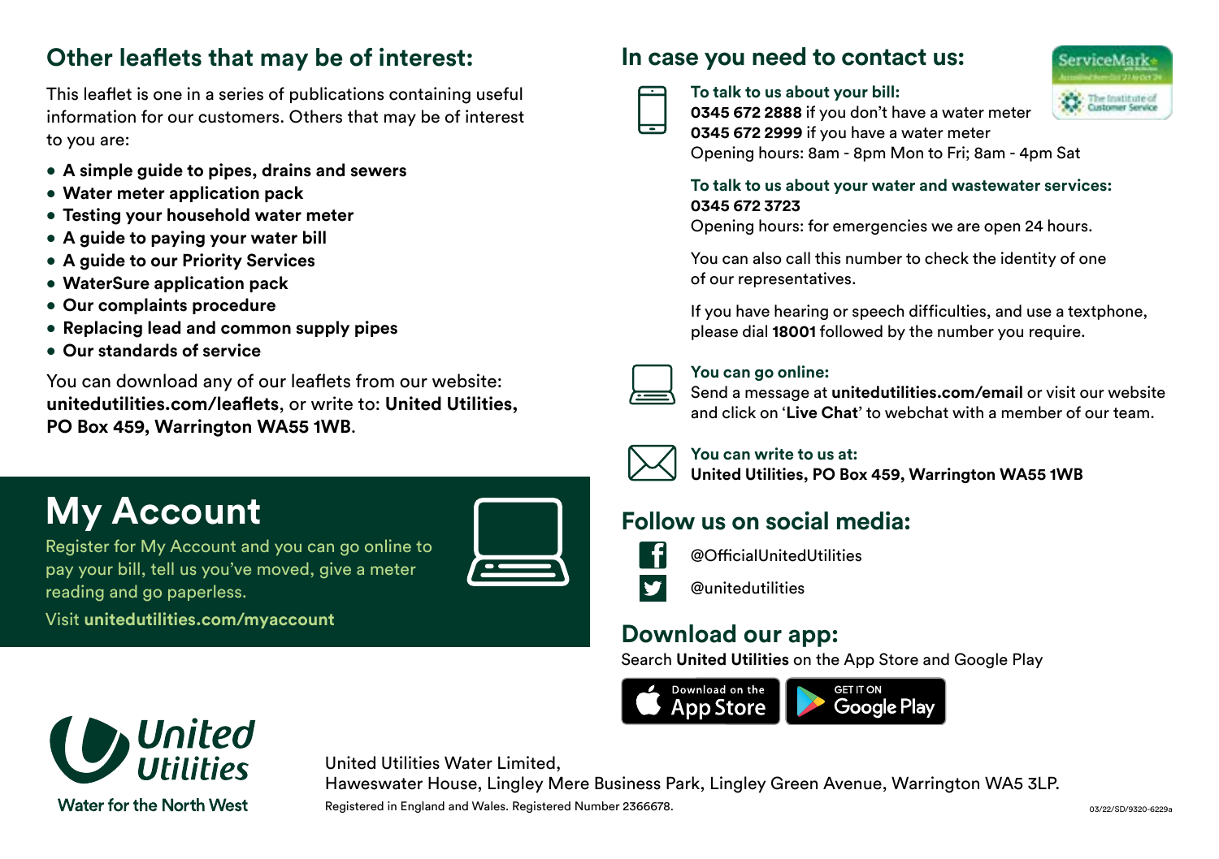## Other leaflets that may be of interest:

This leaflet is one in a series of publications containing useful information for our customers. Others that may be of interest to you are:

- **A simple guide to pipes, drains and sewers**
- **Water meter application pack**
- **Testing your household water meter**
- **A guide to paying your water bill**
- **A guide to our Priority Services**
- **WaterSure application pack**
- **Our complaints procedure**
- **Replacing lead and common supply pipes**
- **Our standards of service**

You can download any of our leaflets from our website: **unitedutilities.com/leaflets**, or write to: **United Utilities, PO Box 459, Warrington WA55 1WB**.

# My Account

Register for My Account and you can go online to pay your bill, tell us you've moved, give a meter reading and go paperless.

Visit **unitedutilities.com/myaccount**

## In case you need to contact us:

ServiceMark – The Institute of Customer Service

**To talk to us about your bill:**
**0345 672 2888** if you don't have a water meter
**0345 672 2999** if you have a water meter
Opening hours: 8am - 8pm Mon to Fri; 8am - 4pm Sat

**To talk to us about your water and wastewater services:**
**0345 672 3723**
Opening hours: for emergencies we are open 24 hours.

You can also call this number to check the identity of one of our representatives.

If you have hearing or speech difficulties, and use a textphone, please dial **18001** followed by the number you require.

**You can go online:**
Send a message at **unitedutilities.com/email** or visit our website and click on '**Live Chat**' to webchat with a member of our team.

**You can write to us at:**
**United Utilities, PO Box 459, Warrington WA55 1WB**

## Follow us on social media:

@OfficialUnitedUtilities

@unitedutilities

## Download our app:

Search **United Utilities** on the App Store and Google Play

Download on the App Store

GET IT ON Google Play

United Utilities
Water for the North West

United Utilities Water Limited,
Haweswater House, Lingley Mere Business Park, Lingley Green Avenue, Warrington WA5 3LP.
Registered in England and Wales. Registered Number 2366678.

03/22/SD/9320-6229a